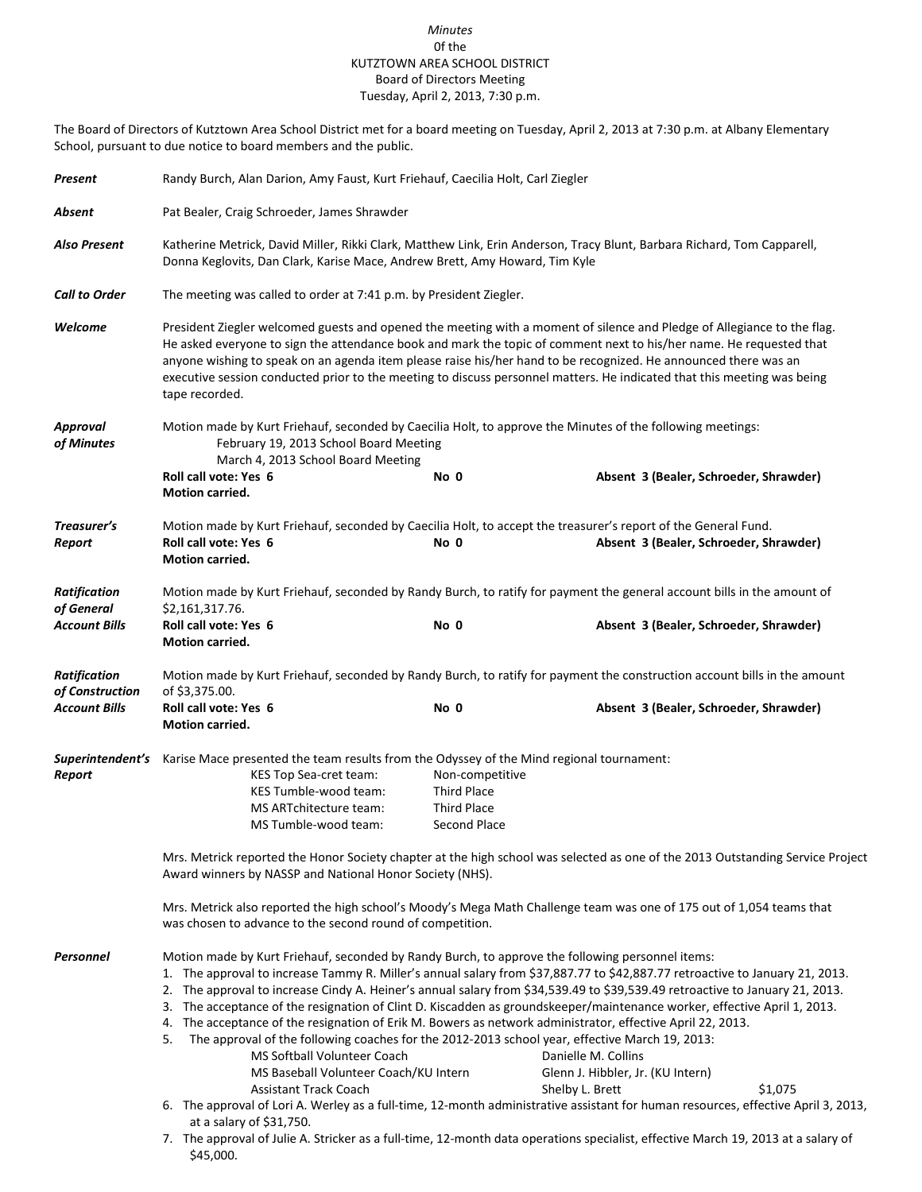*Minutes*
0f the
KUTZTOWN AREA SCHOOL DISTRICT
Board of Directors Meeting
Tuesday, April 2, 2013, 7:30 p.m.

The Board of Directors of Kutztown Area School District met for a board meeting on Tuesday, April 2, 2013 at 7:30 p.m. at Albany Elementary School, pursuant to due notice to board members and the public.

***Present*** Randy Burch, Alan Darion, Amy Faust, Kurt Friehauf, Caecilia Holt, Carl Ziegler

***Absent*** Pat Bealer, Craig Schroeder, James Shrawder

***Also Present*** Katherine Metrick, David Miller, Rikki Clark, Matthew Link, Erin Anderson, Tracy Blunt, Barbara Richard, Tom Capparell, Donna Keglovits, Dan Clark, Karise Mace, Andrew Brett, Amy Howard, Tim Kyle

***Call to Order*** The meeting was called to order at 7:41 p.m. by President Ziegler.

***Welcome*** President Ziegler welcomed guests and opened the meeting with a moment of silence and Pledge of Allegiance to the flag. He asked everyone to sign the attendance book and mark the topic of comment next to his/her name. He requested that anyone wishing to speak on an agenda item please raise his/her hand to be recognized. He announced there was an executive session conducted prior to the meeting to discuss personnel matters. He indicated that this meeting was being tape recorded.

***Approval of Minutes*** Motion made by Kurt Friehauf, seconded by Caecilia Holt, to approve the Minutes of the following meetings:
February 19, 2013 School Board Meeting
March 4, 2013 School Board Meeting
**Roll call vote: Yes 6 No 0 Absent 3 (Bealer, Schroeder, Shrawder)**
**Motion carried.**

***Treasurer's Report*** Motion made by Kurt Friehauf, seconded by Caecilia Holt, to accept the treasurer's report of the General Fund.
**Roll call vote: Yes 6 No 0 Absent 3 (Bealer, Schroeder, Shrawder)**
**Motion carried.**

***Ratification of General Account Bills*** Motion made by Kurt Friehauf, seconded by Randy Burch, to ratify for payment the general account bills in the amount of $2,161,317.76.
**Roll call vote: Yes 6 No 0 Absent 3 (Bealer, Schroeder, Shrawder)**
**Motion carried.**

***Ratification of Construction Account Bills*** Motion made by Kurt Friehauf, seconded by Randy Burch, to ratify for payment the construction account bills in the amount of $3,375.00.
**Roll call vote: Yes 6 No 0 Absent 3 (Bealer, Schroeder, Shrawder)**
**Motion carried.**

***Superintendent's Report*** Karise Mace presented the team results from the Odyssey of the Mind regional tournament:

| | |
|---|---|
| KES Top Sea-cret team: | Non-competitive |
| KES Tumble-wood team: | Third Place |
| MS ARTchitecture team: | Third Place |
| MS Tumble-wood team: | Second Place |

Mrs. Metrick reported the Honor Society chapter at the high school was selected as one of the 2013 Outstanding Service Project Award winners by NASSP and National Honor Society (NHS).

Mrs. Metrick also reported the high school's Moody's Mega Math Challenge team was one of 175 out of 1,054 teams that was chosen to advance to the second round of competition.

***Personnel*** Motion made by Kurt Friehauf, seconded by Randy Burch, to approve the following personnel items:

1. The approval to increase Tammy R. Miller's annual salary from $37,887.77 to $42,887.77 retroactive to January 21, 2013.
2. The approval to increase Cindy A. Heiner's annual salary from $34,539.49 to $39,539.49 retroactive to January 21, 2013.
3. The acceptance of the resignation of Clint D. Kiscadden as groundskeeper/maintenance worker, effective April 1, 2013.
4. The acceptance of the resignation of Erik M. Bowers as network administrator, effective April 22, 2013.
5. The approval of the following coaches for the 2012-2013 school year, effective March 19, 2013:

| | | |
|---|---|---|
| MS Softball Volunteer Coach | Danielle M. Collins | |
| MS Baseball Volunteer Coach/KU Intern | Glenn J. Hibbler, Jr. (KU Intern) | |
| Assistant Track Coach | Shelby L. Brett | $1,075 |

6. The approval of Lori A. Werley as a full-time, 12-month administrative assistant for human resources, effective April 3, 2013, at a salary of $31,750.
7. The approval of Julie A. Stricker as a full-time, 12-month data operations specialist, effective March 19, 2013 at a salary of $45,000.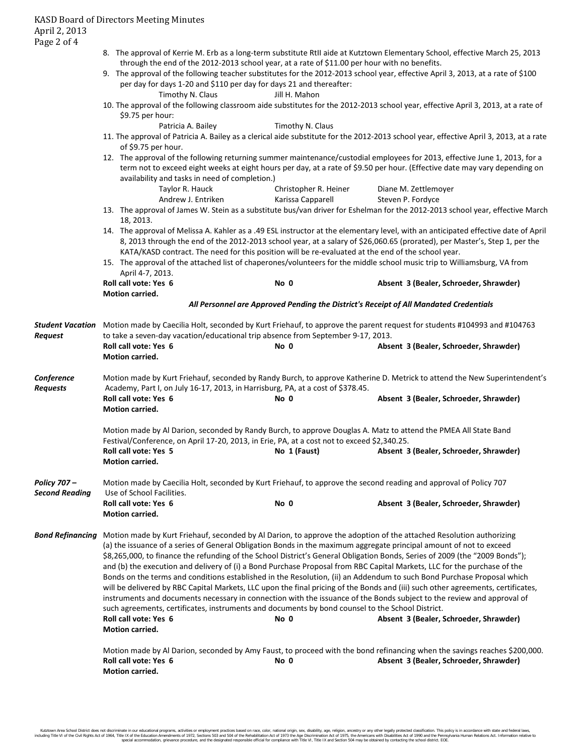8. The approval of Kerrie M. Erb as a long-term substitute RtII aide at Kutztown Elementary School, effective March 25, 2013 through the end of the 2012-2013 school year, at a rate of $11.00 per hour with no benefits.
9. The approval of the following teacher substitutes for the 2012-2013 school year, effective April 3, 2013, at a rate of $100 per day for days 1-20 and $110 per day for days 21 and thereafter:

   Timothy N. Claus    Jill H. Mahon

10. The approval of the following classroom aide substitutes for the 2012-2013 school year, effective April 3, 2013, at a rate of $9.75 per hour:

    Patricia A. Bailey    Timothy N. Claus

11. The approval of Patricia A. Bailey as a clerical aide substitute for the 2012-2013 school year, effective April 3, 2013, at a rate of $9.75 per hour.
12. The approval of the following returning summer maintenance/custodial employees for 2013, effective June 1, 2013, for a term not to exceed eight weeks at eight hours per day, at a rate of $9.50 per hour. (Effective date may vary depending on availability and tasks in need of completion.)

    Taylor R. Hauck    Christopher R. Heiner    Diane M. Zettlemoyer
    Andrew J. Entriken    Karissa Capparell    Steven P. Fordyce

13. The approval of James W. Stein as a substitute bus/van driver for Eshelman for the 2012-2013 school year, effective March 18, 2013.
14. The approval of Melissa A. Kahler as a .49 ESL instructor at the elementary level, with an anticipated effective date of April 8, 2013 through the end of the 2012-2013 school year, at a salary of $26,060.65 (prorated), per Master's, Step 1, per the KATA/KASD contract. The need for this position will be re-evaluated at the end of the school year.
15. The approval of the attached list of chaperones/volunteers for the middle school music trip to Williamsburg, VA from April 4-7, 2013.

**Roll call vote: Yes 6**    **No 0**    **Absent 3 (Bealer, Schroeder, Shrawder)**
**Motion carried.**

***All Personnel are Approved Pending the District's Receipt of All Mandated Credentials***

***Student Vacation Request***

Motion made by Caecilia Holt, seconded by Kurt Friehauf, to approve the parent request for students #104993 and #104763 to take a seven-day vacation/educational trip absence from September 9-17, 2013.

**Roll call vote: Yes 6**    **No 0**    **Absent 3 (Bealer, Schroeder, Shrawder)**
**Motion carried.**

***Conference Requests***

Motion made by Kurt Friehauf, seconded by Randy Burch, to approve Katherine D. Metrick to attend the New Superintendent's Academy, Part I, on July 16-17, 2013, in Harrisburg, PA, at a cost of $378.45.

**Roll call vote: Yes 6**    **No 0**    **Absent 3 (Bealer, Schroeder, Shrawder)**
**Motion carried.**

Motion made by Al Darion, seconded by Randy Burch, to approve Douglas A. Matz to attend the PMEA All State Band Festival/Conference, on April 17-20, 2013, in Erie, PA, at a cost not to exceed $2,340.25.

**Roll call vote: Yes 5**    **No 1 (Faust)**    **Absent 3 (Bealer, Schroeder, Shrawder)**
**Motion carried.**

***Policy 707 – Second Reading***

Motion made by Caecilia Holt, seconded by Kurt Friehauf, to approve the second reading and approval of Policy 707 Use of School Facilities.

**Roll call vote: Yes 6**    **No 0**    **Absent 3 (Bealer, Schroeder, Shrawder)**
**Motion carried.**

***Bond Refinancing***

Motion made by Kurt Friehauf, seconded by Al Darion, to approve the adoption of the attached Resolution authorizing (a) the issuance of a series of General Obligation Bonds in the maximum aggregate principal amount of not to exceed $8,265,000, to finance the refunding of the School District's General Obligation Bonds, Series of 2009 (the "2009 Bonds"); and (b) the execution and delivery of (i) a Bond Purchase Proposal from RBC Capital Markets, LLC for the purchase of the Bonds on the terms and conditions established in the Resolution, (ii) an Addendum to such Bond Purchase Proposal which will be delivered by RBC Capital Markets, LLC upon the final pricing of the Bonds and (iii) such other agreements, certificates, instruments and documents necessary in connection with the issuance of the Bonds subject to the review and approval of such agreements, certificates, instruments and documents by bond counsel to the School District.

**Roll call vote: Yes 6**    **No 0**    **Absent 3 (Bealer, Schroeder, Shrawder)**
**Motion carried.**

Motion made by Al Darion, seconded by Amy Faust, to proceed with the bond refinancing when the savings reaches $200,000.

**Roll call vote: Yes 6**    **No 0**    **Absent 3 (Bealer, Schroeder, Shrawder)**
**Motion carried.**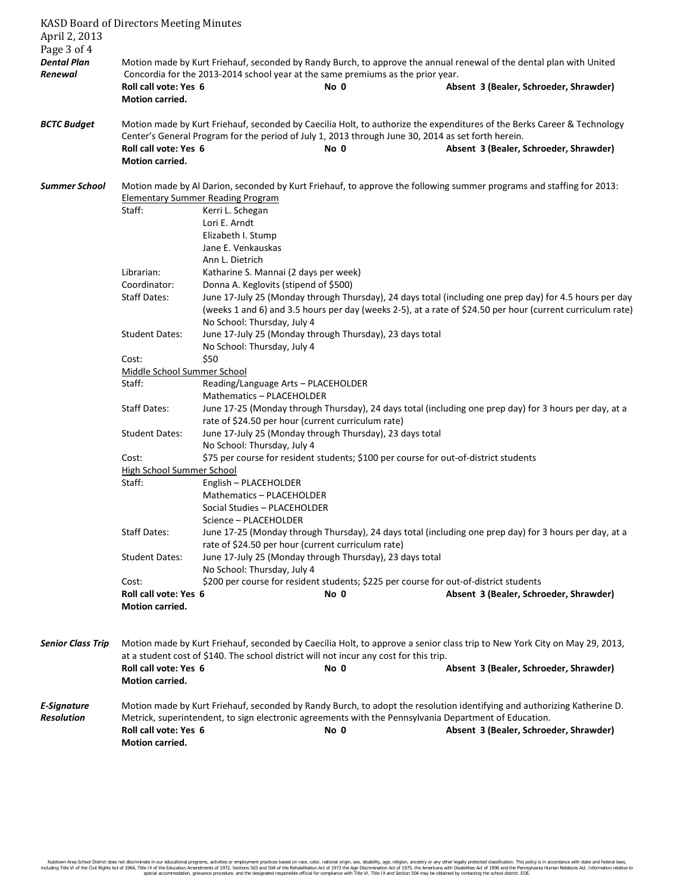**Dental Plan Renewal**

Motion made by Kurt Friehauf, seconded by Randy Burch, to approve the annual renewal of the dental plan with United Concordia for the 2013-2014 school year at the same premiums as the prior year.

**Roll call vote: Yes 6 — No 0 — Absent 3 (Bealer, Schroeder, Shrawder)**
**Motion carried.**

**BCTC Budget**

Motion made by Kurt Friehauf, seconded by Caecilia Holt, to authorize the expenditures of the Berks Career & Technology Center's General Program for the period of July 1, 2013 through June 30, 2014 as set forth herein.

**Roll call vote: Yes 6 — No 0 — Absent 3 (Bealer, Schroeder, Shrawder)**
**Motion carried.**

**Summer School**

Motion made by Al Darion, seconded by Kurt Friehauf, to approve the following summer programs and staffing for 2013:

Elementary Summer Reading Program

- Staff: Kerri L. Schegan, Lori E. Arndt, Elizabeth I. Stump, Jane E. Venkauskas, Ann L. Dietrich
- Librarian: Katharine S. Mannai (2 days per week)
- Coordinator: Donna A. Keglovits (stipend of $500)
- Staff Dates: June 17-July 25 (Monday through Thursday), 24 days total (including one prep day) for 4.5 hours per day (weeks 1 and 6) and 3.5 hours per day (weeks 2-5), at a rate of $24.50 per hour (current curriculum rate). No School: Thursday, July 4
- Student Dates: June 17-July 25 (Monday through Thursday), 23 days total. No School: Thursday, July 4
- Cost: $50

Middle School Summer School

- Staff: Reading/Language Arts – PLACEHOLDER; Mathematics – PLACEHOLDER
- Staff Dates: June 17-25 (Monday through Thursday), 24 days total (including one prep day) for 3 hours per day, at a rate of $24.50 per hour (current curriculum rate)
- Student Dates: June 17-July 25 (Monday through Thursday), 23 days total. No School: Thursday, July 4
- Cost: $75 per course for resident students; $100 per course for out-of-district students

High School Summer School

- Staff: English – PLACEHOLDER; Mathematics – PLACEHOLDER; Social Studies – PLACEHOLDER; Science – PLACEHOLDER
- Staff Dates: June 17-25 (Monday through Thursday), 24 days total (including one prep day) for 3 hours per day, at a rate of $24.50 per hour (current curriculum rate)
- Student Dates: June 17-July 25 (Monday through Thursday), 23 days total. No School: Thursday, July 4
- Cost: $200 per course for resident students; $225 per course for out-of-district students

**Roll call vote: Yes 6 — No 0 — Absent 3 (Bealer, Schroeder, Shrawder)**
**Motion carried.**

**Senior Class Trip**

Motion made by Kurt Friehauf, seconded by Caecilia Holt, to approve a senior class trip to New York City on May 29, 2013, at a student cost of $140. The school district will not incur any cost for this trip.

**Roll call vote: Yes 6 — No 0 — Absent 3 (Bealer, Schroeder, Shrawder)**
**Motion carried.**

**E-Signature Resolution**

Motion made by Kurt Friehauf, seconded by Randy Burch, to adopt the resolution identifying and authorizing Katherine D. Metrick, superintendent, to sign electronic agreements with the Pennsylvania Department of Education.

**Roll call vote: Yes 6 — No 0 — Absent 3 (Bealer, Schroeder, Shrawder)**
**Motion carried.**

Kutztown Area School District does not discriminate in our educational programs, activities or employment practices based on race, color, national origin, sex, disability, age, religion, ancestry or any other legally protected classification. This policy is in accordance with state and federal laws, including Title VI of the Civil Rights Act of 1964, Title IX of the Education Amendments of 1972, Sections 503 and 504 of the Rehabilitation Act of 1973 the Age Discrimination Act of 1975, the Americans with Disabilities Act of 1990 and the Pennsylvania Human Relations Act. Information relative to special accommodation, grievance procedure, and the designated responsible official for compliance with Title VI, Title IX and Section 504 may be obtained by contacting the school district. EOE.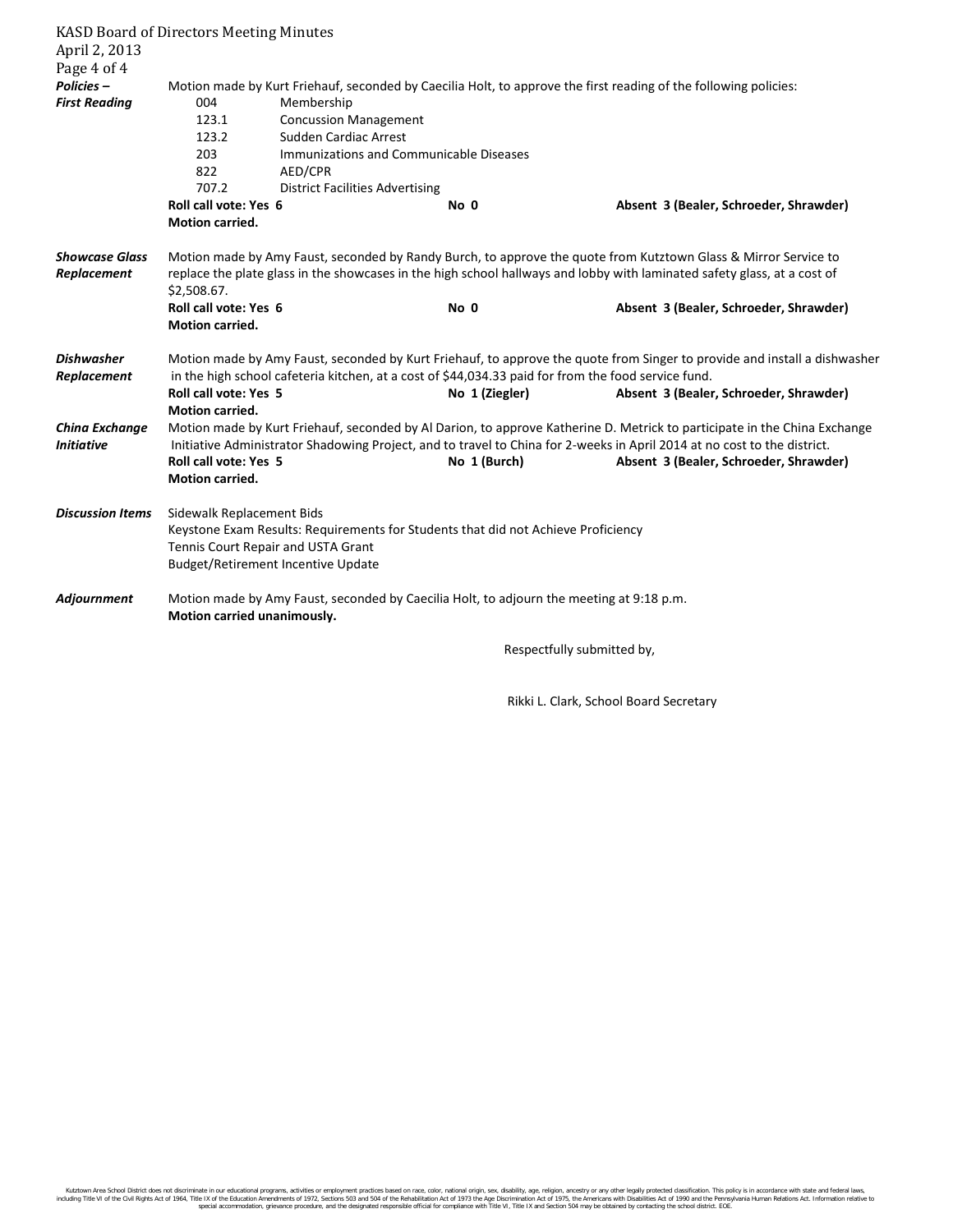***Policies – First Reading***

Motion made by Kurt Friehauf, seconded by Caecilia Holt, to approve the first reading of the following policies:

| | |
|---|---|
| 004 | Membership |
| 123.1 | Concussion Management |
| 123.2 | Sudden Cardiac Arrest |
| 203 | Immunizations and Communicable Diseases |
| 822 | AED/CPR |
| 707.2 | District Facilities Advertising |

**Roll call vote: Yes 6** **No 0** **Absent 3 (Bealer, Schroeder, Shrawder)**

**Motion carried.**

***Showcase Glass Replacement***

Motion made by Amy Faust, seconded by Randy Burch, to approve the quote from Kutztown Glass & Mirror Service to replace the plate glass in the showcases in the high school hallways and lobby with laminated safety glass, at a cost of $2,508.67.

**Roll call vote: Yes 6** **No 0** **Absent 3 (Bealer, Schroeder, Shrawder)**

**Motion carried.**

***Dishwasher Replacement***

Motion made by Amy Faust, seconded by Kurt Friehauf, to approve the quote from Singer to provide and install a dishwasher in the high school cafeteria kitchen, at a cost of $44,034.33 paid for from the food service fund.

**Roll call vote: Yes 5** **No 1 (Ziegler)** **Absent 3 (Bealer, Schroeder, Shrawder)**

**Motion carried.**

***China Exchange Initiative***

Motion made by Kurt Friehauf, seconded by Al Darion, to approve Katherine D. Metrick to participate in the China Exchange Initiative Administrator Shadowing Project, and to travel to China for 2-weeks in April 2014 at no cost to the district.

**Roll call vote: Yes 5** **No 1 (Burch)** **Absent 3 (Bealer, Schroeder, Shrawder)**

**Motion carried.**

***Discussion Items***

Sidewalk Replacement Bids
Keystone Exam Results: Requirements for Students that did not Achieve Proficiency
Tennis Court Repair and USTA Grant
Budget/Retirement Incentive Update

***Adjournment***

Motion made by Amy Faust, seconded by Caecilia Holt, to adjourn the meeting at 9:18 p.m.

**Motion carried unanimously.**

Respectfully submitted by,

Rikki L. Clark, School Board Secretary

Kutztown Area School District does not discriminate in our educational programs, activities or employment practices based on race, color, national origin, sex, disability, age, religion, ancestry or any other legally protected classification. This policy is in accordance with state and federal laws, including Title VI of the Civil Rights Act of 1964, Title IX of the Education Amendments of 1972, Sections 503 and 504 of the Rehabilitation Act of 1973 the Age Discrimination Act of 1975, the Americans with Disabilities Act of 1990 and the Pennsylvania Human Relations Act. Information relative to special accommodation, grievance procedure, and the designated responsible official for compliance with Title VI, Title IX and Section 504 may be obtained by contacting the school district. EOE.